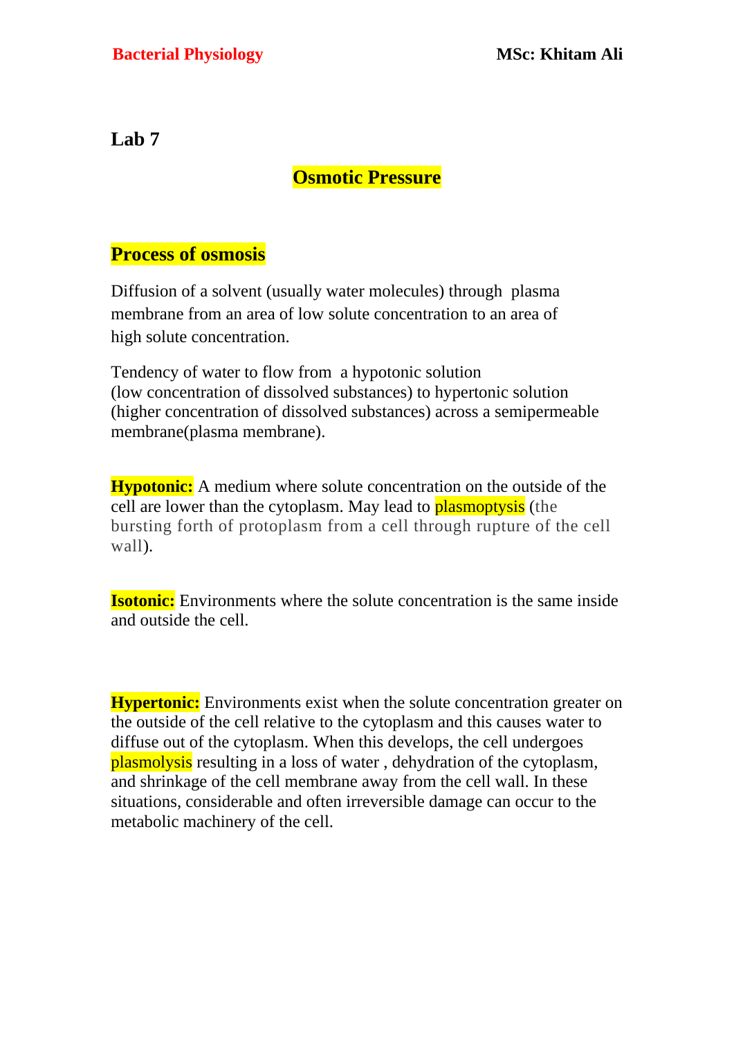## Lab 7

# Osmotic Pressure

## Process of osmosis

Diffusion of a solvent (usually water molecules) through plasma membrane from an area of low solute concentration to an area of high solute concentration.

Tendency of water to flow from a hypotonic solution (low concentration of dissolved substances) to hypertonic solution (higher concentration of dissolved substances) across a semipermeable membrane(plasma membrane).

**Hypotonic:** A medium where solute concentration on the outside of the cell are lower than the cytoplasm. May lead to plasmoptysis (the bursting forth of protoplasm from a cell through rupture of the cell wall).

**Isotonic:** Environments where the solute concentration is the same inside and outside the cell.

**Hypertonic:** Environments exist when the solute concentration greater on the outside of the cell relative to the cytoplasm and this causes water to diffuse out of the cytoplasm. When this develops, the cell undergoes plasmolysis resulting in a loss of water , dehydration of the cytoplasm, and shrinkage of the cell membrane away from the cell wall. In these situations, considerable and often irreversible damage can occur to the metabolic machinery of the cell.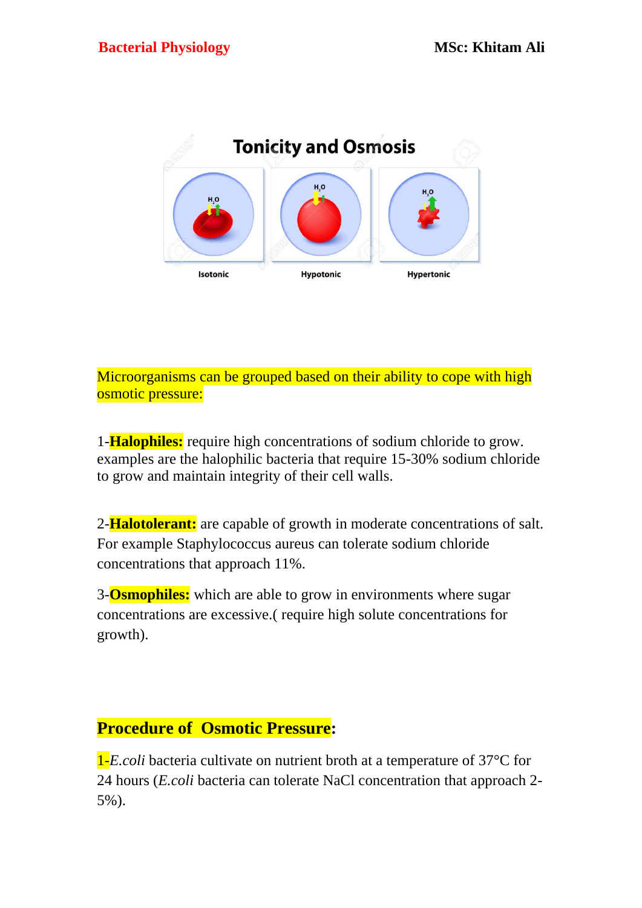Microorganisms can be grouped based on their ability to cope with high osmotic pressure:

1-**Halophiles:** require high concentrations of sodium chloride to grow. examples are the halophilic bacteria that require 15-30% sodium chloride to grow and maintain integrity of their cell walls.

2-**Halotolerant:** are capable of growth in moderate concentrations of salt. For example Staphylococcus aureus can tolerate sodium chloride concentrations that approach 11%.

3-**Osmophiles:** which are able to grow in environments where sugar concentrations are excessive.( require high solute concentrations for growth).

## Procedure of Osmotic Pressure:

1-*E.coli* bacteria cultivate on nutrient broth at a temperature of 37°C for 24 hours (*E.coli* bacteria can tolerate NaCl concentration that approach 2-5%).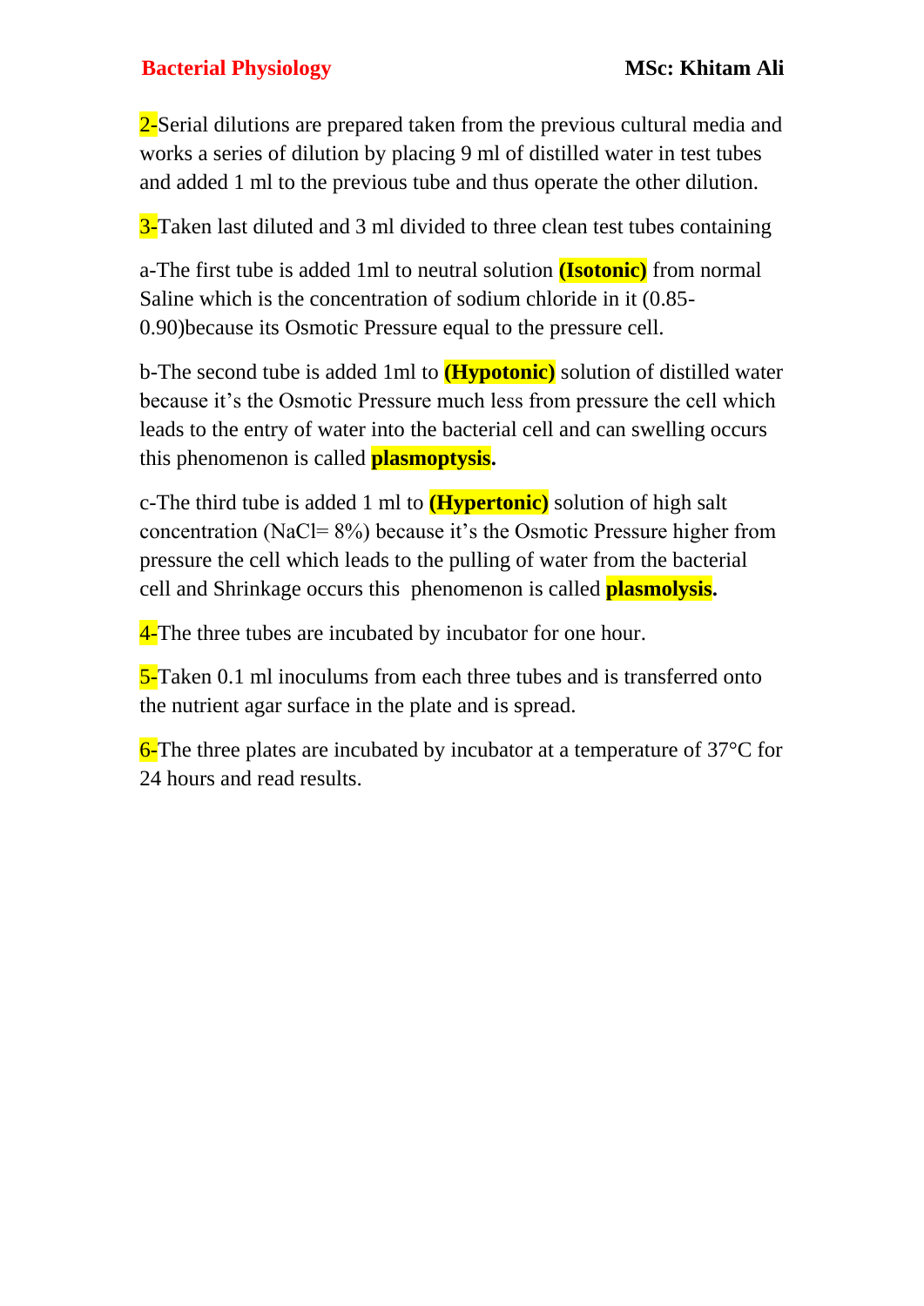2-Serial dilutions are prepared taken from the previous cultural media and works a series of dilution by placing 9 ml of distilled water in test tubes and added 1 ml to the previous tube and thus operate the other dilution.

3-Taken last diluted and 3 ml divided to three clean test tubes containing

a-The first tube is added 1ml to neutral solution **(Isotonic)** from normal Saline which is the concentration of sodium chloride in it (0.85-0.90)because its Osmotic Pressure equal to the pressure cell.

b-The second tube is added 1ml to **(Hypotonic)** solution of distilled water because it's the Osmotic Pressure much less from pressure the cell which leads to the entry of water into the bacterial cell and can swelling occurs this phenomenon is called **plasmoptysis.**

c-The third tube is added 1 ml to **(Hypertonic)** solution of high salt concentration (NaCl= 8%) because it's the Osmotic Pressure higher from pressure the cell which leads to the pulling of water from the bacterial cell and Shrinkage occurs this phenomenon is called **plasmolysis.**

4-The three tubes are incubated by incubator for one hour.

5-Taken 0.1 ml inoculums from each three tubes and is transferred onto the nutrient agar surface in the plate and is spread.

6-The three plates are incubated by incubator at a temperature of 37°C for 24 hours and read results.